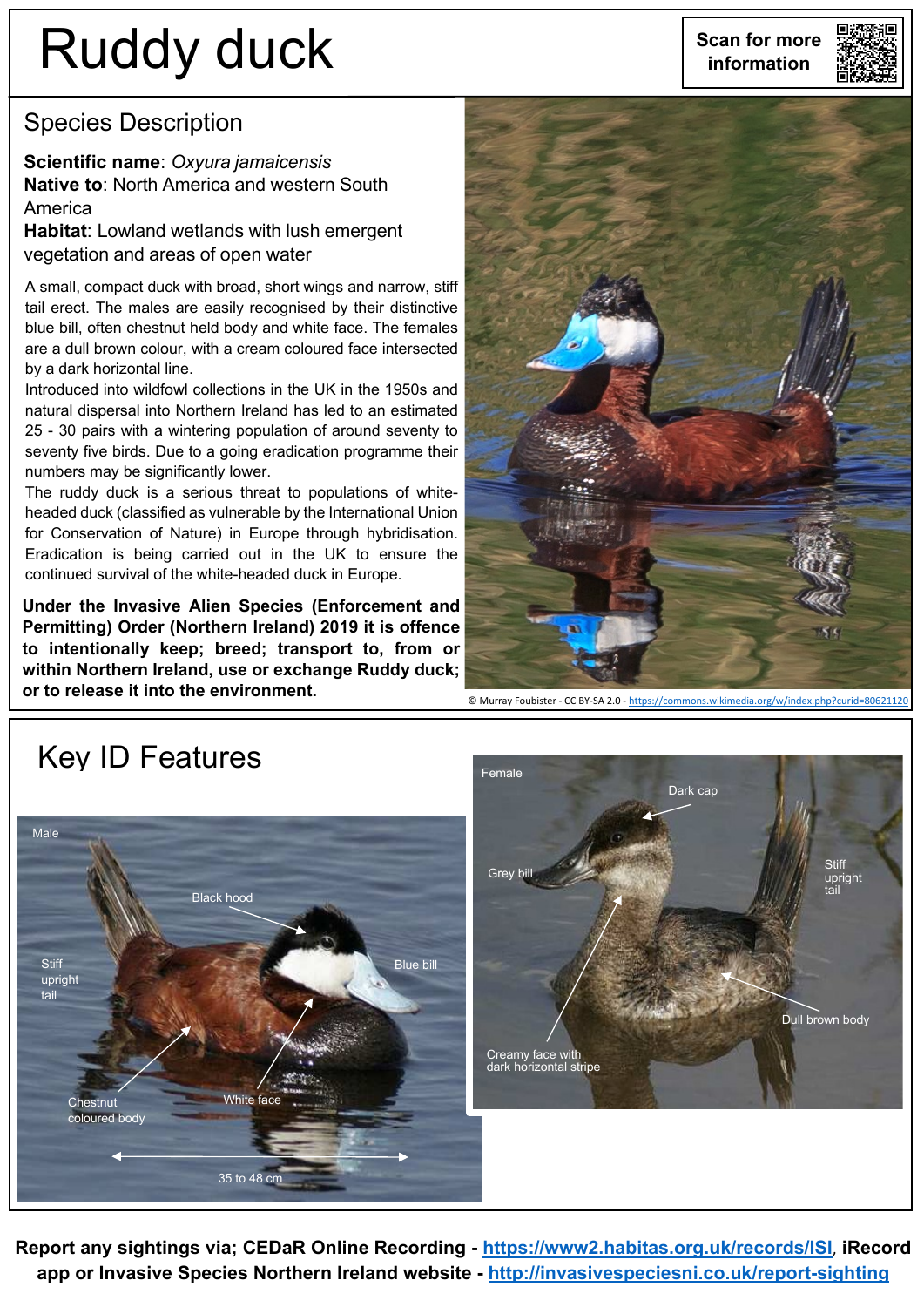# Ruddy duck

Scan for more information

## Species Description

**Scientific name**: *Oxyura jamaicensis*
**Native to**: North America and western South America
**Habitat**: Lowland wetlands with lush emergent vegetation and areas of open water

A small, compact duck with broad, short wings and narrow, stiff tail erect. The males are easily recognised by their distinctive blue bill, often chestnut held body and white face. The females are a dull brown colour, with a cream coloured face intersected by a dark horizontal line.

Introduced into wildfowl collections in the UK in the 1950s and natural dispersal into Northern Ireland has led to an estimated 25 - 30 pairs with a wintering population of around seventy to seventy five birds. Due to a going eradication programme their numbers may be significantly lower.

The ruddy duck is a serious threat to populations of white-headed duck (classified as vulnerable by the International Union for Conservation of Nature) in Europe through hybridisation. Eradication is being carried out in the UK to ensure the continued survival of the white-headed duck in Europe.

**Under the Invasive Alien Species (Enforcement and Permitting) Order (Northern Ireland) 2019 it is offence to intentionally keep; breed; transport to, from or within Northern Ireland, use or exchange Ruddy duck; or to release it into the environment.**

© Murray Foubister - CC BY-SA 2.0 - https://commons.wikimedia.org/w/index.php?curid=80621120

## Key ID Features

Male

Black hood
Blue bill
Stiff upright tail
Chestnut coloured body
White face
35 to 48 cm

Female

Dark cap
Grey bill
Stiff upright tail
Dull brown body
Creamy face with dark horizontal stripe

**Report any sightings via; CEDaR Online Recording - https://www2.habitas.org.uk/records/ISI, iRecord app or Invasive Species Northern Ireland website - http://invasivespeciesni.co.uk/report-sighting**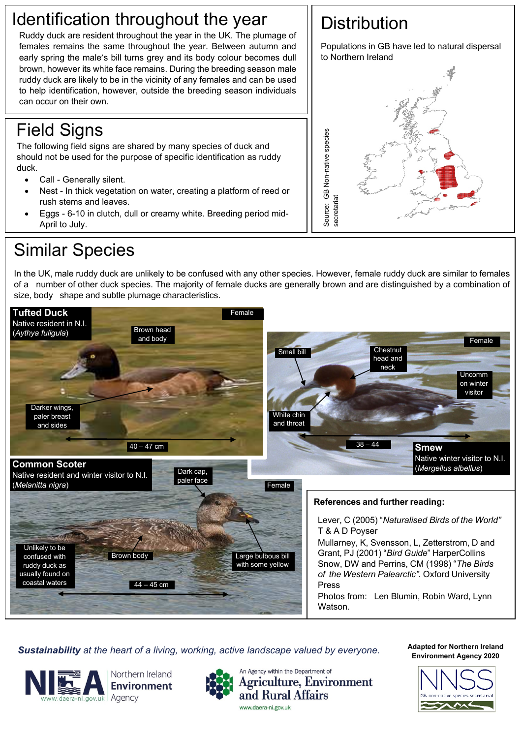## Identification throughout the year

Ruddy duck are resident throughout the year in the UK. The plumage of females remains the same throughout the year. Between autumn and early spring the male's bill turns grey and its body colour becomes dull brown, however its white face remains. During the breeding season male ruddy duck are likely to be in the vicinity of any females and can be used to help identification, however, outside the breeding season individuals can occur on their own.

## Field Signs

The following field signs are shared by many species of duck and should not be used for the purpose of specific identification as ruddy duck.

- Call - Generally silent.
- Nest - In thick vegetation on water, creating a platform of reed or rush stems and leaves.
- Eggs - 6-10 in clutch, dull or creamy white. Breeding period mid-April to July.

## Distribution

Populations in GB have led to natural dispersal to Northern Ireland

Source: GB Non-native species secretariat

## Similar Species

In the UK, male ruddy duck are unlikely to be confused with any other species. However, female ruddy duck are similar to females of a number of other duck species. The majority of female ducks are generally brown and are distinguished by a combination of size, body shape and subtle plumage characteristics.

**Tufted Duck**
Native resident in N.I.
(*Aythya fuligula*)

Female

Brown head and body

Darker wings, paler breast and sides

40 – 47 cm

**Smew**
Native winter visitor to N.I.
(*Mergellus albellus*)

Female

Small bill

Chestnut head and neck

Uncommon winter visitor

White chin and throat

38 – 44

**Common Scoter**
Native resident and winter visitor to N.I.
(*Melanitta nigra*)

Female

Dark cap, paler face

Brown body

Large bulbous bill with some yellow

Unlikely to be confused with ruddy duck as usually found on coastal waters

44 – 45 cm

**References and further reading:**

Lever, C (2005) "*Naturalised Birds of the World*" T & A D Poyser

Mullarney, K, Svensson, L, Zetterstrom, D and Grant, PJ (2001) "*Bird Guide*" HarperCollins

Snow, DW and Perrins, CM (1998) "*The Birds of the Western Palearctic*". Oxford University Press

Photos from: Len Blumin, Robin Ward, Lynn Watson.

***Sustainability** at the heart of a living, working, active landscape valued by everyone.*

**Adapted for Northern Ireland Environment Agency 2020**

Northern Ireland Environment Agency www.daera-ni.gov.uk

An Agency within the Department of Agriculture, Environment and Rural Affairs www.daera-ni.gov.uk

NNSS GB non-native species secretariat